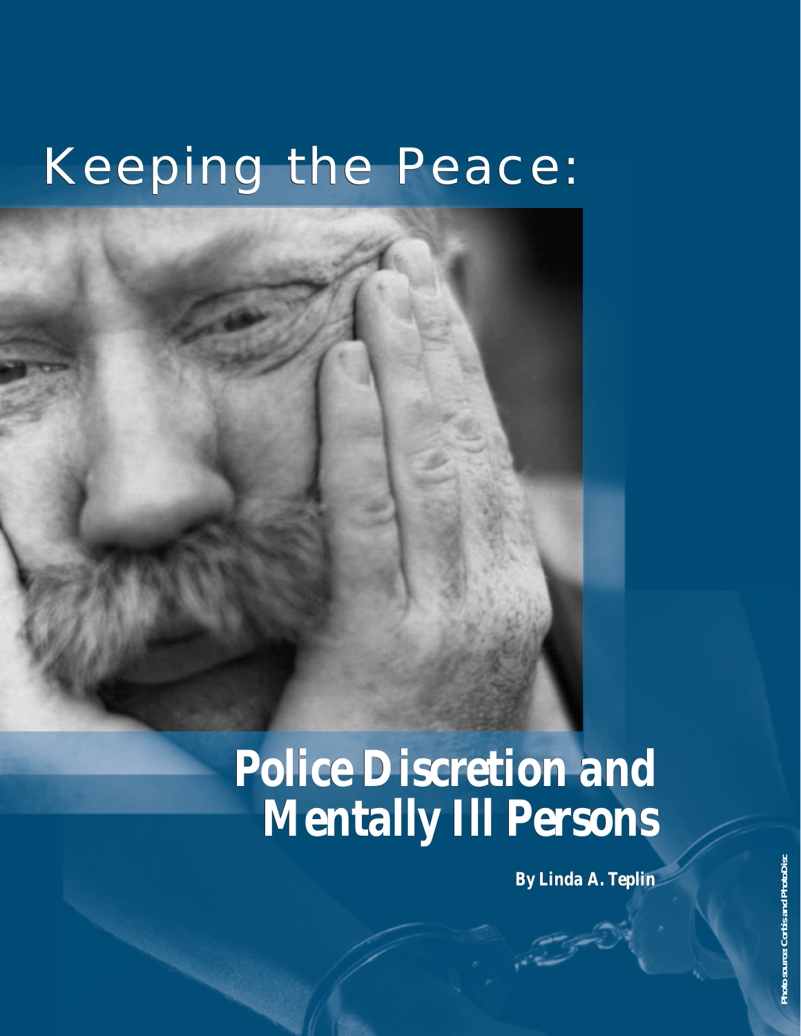# Keeping the Peace:

# Police Discretion and Mentally Ill Persons

**By Linda A. Teplin**

Photo source: Corbis and PhotoDisc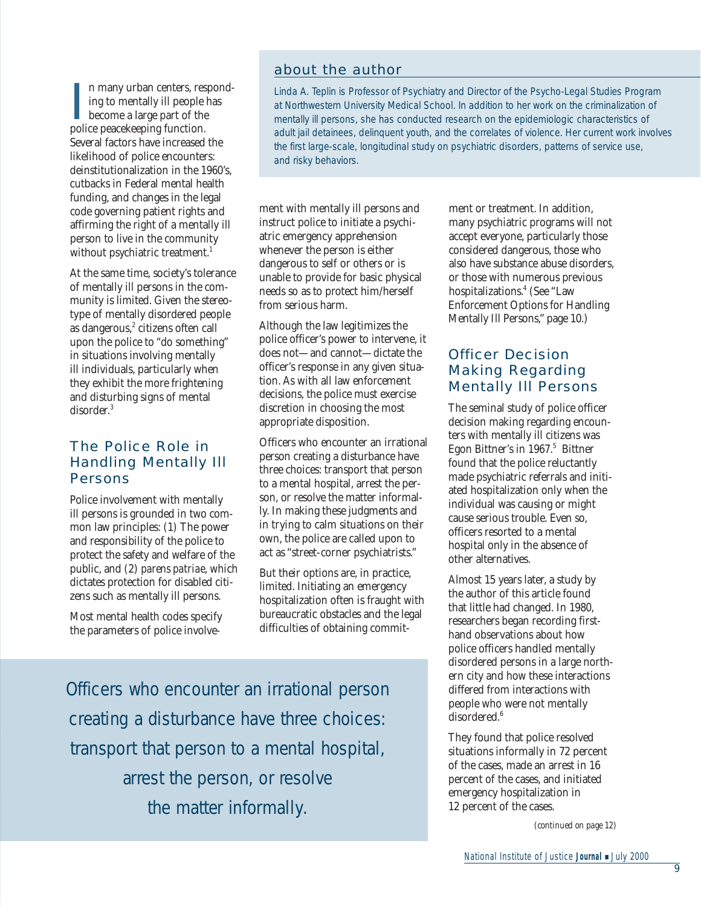In many urban centers, responding to mentally ill people has become a large part of the police peacekeeping function. Several factors have increased the likelihood of police encounters: deinstitutionalization in the 1960's, cutbacks in Federal mental health funding, and changes in the legal code governing patient rights and affirming the right of a mentally ill person to live in the community without psychiatric treatment.[1]

At the same time, society's tolerance of mentally ill persons in the community is limited. Given the stereotype of mentally disordered people as dangerous,[2] citizens often call upon the police to "do something" in situations involving mentally ill individuals, particularly when they exhibit the more frightening and disturbing signs of mental disorder.[3]

## The Police Role in Handling Mentally Ill Persons

Police involvement with mentally ill persons is grounded in two common law principles: (1) The power and responsibility of the police to protect the safety and welfare of the public, and (2) *parens patriae*, which dictates protection for disabled citizens such as mentally ill persons.

Most mental health codes specify the parameters of police involvement with mentally ill persons and instruct police to initiate a psychiatric emergency apprehension whenever the person is either dangerous to self or others or is unable to provide for basic physical needs so as to protect him/herself from serious harm.

Although the law legitimizes the police officer's power to intervene, it does not—and cannot—dictate the officer's response in any given situation. As with all law enforcement decisions, the police must exercise discretion in choosing the most appropriate disposition.

Officers who encounter an irrational person creating a disturbance have three choices: transport that person to a mental hospital, arrest the person, or resolve the matter informally. In making these judgments and in trying to calm situations on their own, the police are called upon to act as "street-corner psychiatrists."

But their options are, in practice, limited. Initiating an emergency hospitalization often is fraught with bureaucratic obstacles and the legal difficulties of obtaining commitment or treatment. In addition, many psychiatric programs will not accept everyone, particularly those considered dangerous, those who also have substance abuse disorders, or those with numerous previous hospitalizations.[4] (See "Law Enforcement Options for Handling Mentally Ill Persons," page 10.)

> Officers who encounter an irrational person creating a disturbance have three choices: transport that person to a mental hospital, arrest the person, or resolve the matter informally.

## Officer Decision Making Regarding Mentally Ill Persons

The seminal study of police officer decision making regarding encounters with mentally ill citizens was Egon Bittner's in 1967.[5] Bittner found that the police reluctantly made psychiatric referrals and initiated hospitalization only when the individual was causing or might cause serious trouble. Even so, officers resorted to a mental hospital only in the absence of other alternatives.

Almost 15 years later, a study by the author of this article found that little had changed. In 1980, researchers began recording firsthand observations about how police officers handled mentally disordered persons in a large northern city and how these interactions differed from interactions with people who were not mentally disordered.[6]

They found that police resolved situations informally in 72 percent of the cases, made an arrest in 16 percent of the cases, and initiated emergency hospitalization in 12 percent of the cases.

*(continued on page 12)*

## about the author

*Linda A. Teplin is Professor of Psychiatry and Director of the Psycho-Legal Studies Program at Northwestern University Medical School. In addition to her work on the criminalization of mentally ill persons, she has conducted research on the epidemiologic characteristics of adult jail detainees, delinquent youth, and the correlates of violence. Her current work involves the first large-scale, longitudinal study on psychiatric disorders, patterns of service use, and risky behaviors.*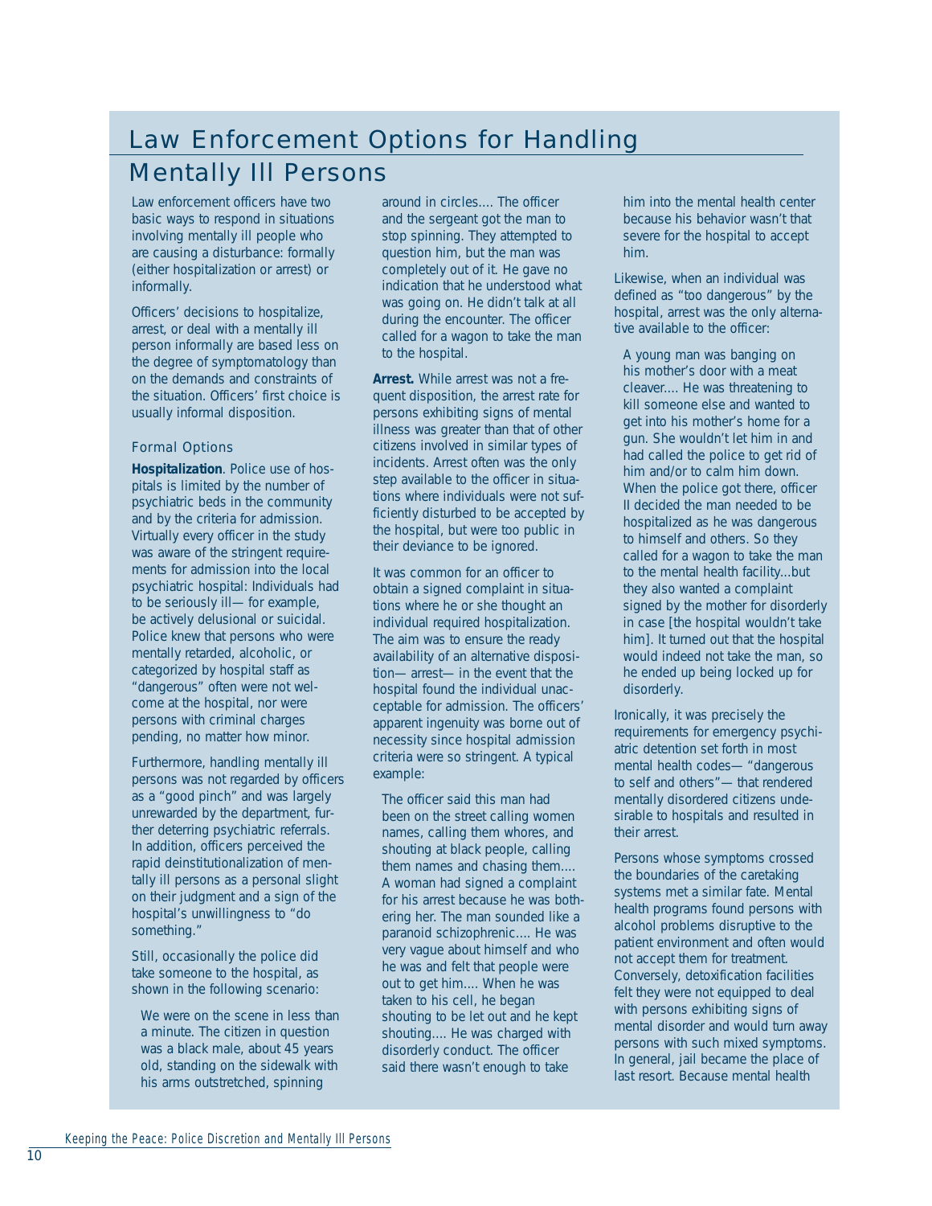## Law Enforcement Options for Handling Mentally Ill Persons

Law enforcement officers have two basic ways to respond in situations involving mentally ill people who are causing a disturbance: formally (either hospitalization or arrest) or informally.

Officers' decisions to hospitalize, arrest, or deal with a mentally ill person informally are based less on the degree of symptomatology than on the demands and constraints of the situation. Officers' first choice is usually informal disposition.

### Formal Options

**Hospitalization**. Police use of hospitals is limited by the number of psychiatric beds in the community and by the criteria for admission. Virtually every officer in the study was aware of the stringent requirements for admission into the local psychiatric hospital: Individuals had to be seriously ill— for example, be actively delusional or suicidal. Police knew that persons who were mentally retarded, alcoholic, or categorized by hospital staff as "dangerous" often were not welcome at the hospital, nor were persons with criminal charges pending, no matter how minor.

Furthermore, handling mentally ill persons was not regarded by officers as a "good pinch" and was largely unrewarded by the department, further deterring psychiatric referrals. In addition, officers perceived the rapid deinstitutionalization of mentally ill persons as a personal slight on their judgment and a sign of the hospital's unwillingness to "do something."

Still, occasionally the police did take someone to the hospital, as shown in the following scenario:

> We were on the scene in less than a minute. The citizen in question was a black male, about 45 years old, standing on the sidewalk with his arms outstretched, spinning around in circles.... The officer and the sergeant got the man to stop spinning. They attempted to question him, but the man was completely out of it. He gave no indication that he understood what was going on. He didn't talk at all during the encounter. The officer called for a wagon to take the man to the hospital.

**Arrest.** While arrest was not a frequent disposition, the arrest rate for persons exhibiting signs of mental illness was greater than that of other citizens involved in similar types of incidents. Arrest often was the only step available to the officer in situations where individuals were not sufficiently disturbed to be accepted by the hospital, but were too public in their deviance to be ignored.

It was common for an officer to obtain a signed complaint in situations where he or she thought an individual required hospitalization. The aim was to ensure the ready availability of an alternative disposition— arrest— in the event that the hospital found the individual unacceptable for admission. The officers' apparent ingenuity was borne out of necessity since hospital admission criteria were so stringent. A typical example:

> The officer said this man had been on the street calling women names, calling them whores, and shouting at black people, calling them names and chasing them.... A woman had signed a complaint for his arrest because he was bothering her. The man sounded like a paranoid schizophrenic.... He was very vague about himself and who he was and felt that people were out to get him.... When he was taken to his cell, he began shouting to be let out and he kept shouting.... He was charged with disorderly conduct. The officer said there wasn't enough to take him into the mental health center because his behavior wasn't that severe for the hospital to accept him.

Likewise, when an individual was defined as "too dangerous" by the hospital, arrest was the only alternative available to the officer:

> A young man was banging on his mother's door with a meat cleaver.... He was threatening to kill someone else and wanted to get into his mother's home for a gun. She wouldn't let him in and had called the police to get rid of him and/or to calm him down. When the police got there, officer II decided the man needed to be hospitalized as he was dangerous to himself and others. So they called for a wagon to take the man to the mental health facility...but they also wanted a complaint signed by the mother for disorderly in case [the hospital wouldn't take him]. It turned out that the hospital would indeed not take the man, so he ended up being locked up for disorderly.

Ironically, it was precisely the requirements for emergency psychiatric detention set forth in most mental health codes— "dangerous to self and others"— that rendered mentally disordered citizens undesirable to hospitals and resulted in their arrest.

Persons whose symptoms crossed the boundaries of the caretaking systems met a similar fate. Mental health programs found persons with alcohol problems disruptive to the patient environment and often would not accept them for treatment. Conversely, detoxification facilities felt they were not equipped to deal with persons exhibiting signs of mental disorder and would turn away persons with such mixed symptoms. In general, jail became the place of last resort. Because mental health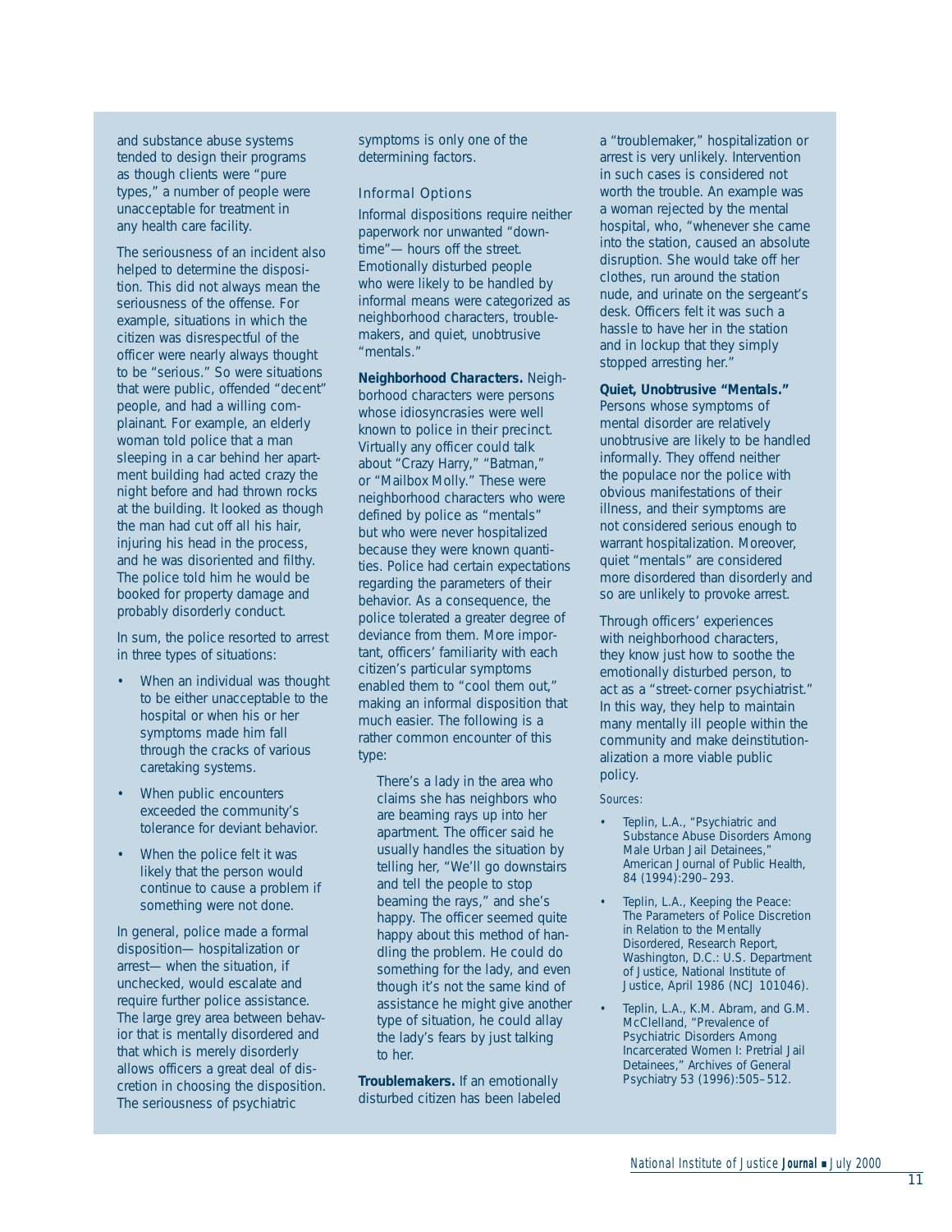and substance abuse systems tended to design their programs as though clients were "pure types," a number of people were unacceptable for treatment in any health care facility.

The seriousness of an incident also helped to determine the disposition. This did not always mean the seriousness of the offense. For example, situations in which the citizen was disrespectful of the officer were nearly always thought to be "serious." So were situations that were public, offended "decent" people, and had a willing complainant. For example, an elderly woman told police that a man sleeping in a car behind her apartment building had acted crazy the night before and had thrown rocks at the building. It looked as though the man had cut off all his hair, injuring his head in the process, and he was disoriented and filthy. The police told him he would be booked for property damage and probably disorderly conduct.

In sum, the police resorted to arrest in three types of situations:

- When an individual was thought to be either unacceptable to the hospital or when his or her symptoms made him fall through the cracks of various caretaking systems.
- When public encounters exceeded the community's tolerance for deviant behavior.
- When the police felt it was likely that the person would continue to cause a problem if something were not done.

In general, police made a formal disposition— hospitalization or arrest— when the situation, if unchecked, would escalate and require further police assistance. The large grey area between behavior that is mentally disordered and that which is merely disorderly allows officers a great deal of discretion in choosing the disposition. The seriousness of psychiatric symptoms is only one of the determining factors.

### Informal Options

Informal dispositions require neither paperwork nor unwanted "downtime"— hours off the street. Emotionally disturbed people who were likely to be handled by informal means were categorized as neighborhood characters, troublemakers, and quiet, unobtrusive "mentals."

**Neighborhood Characters.** Neighborhood characters were persons whose idiosyncrasies were well known to police in their precinct. Virtually any officer could talk about "Crazy Harry," "Batman," or "Mailbox Molly." These were neighborhood characters who were defined by police as "mentals" but who were never hospitalized because they were known quantities. Police had certain expectations regarding the parameters of their behavior. As a consequence, the police tolerated a greater degree of deviance from them. More important, officers' familiarity with each citizen's particular symptoms enabled them to "cool them out," making an informal disposition that much easier. The following is a rather common encounter of this type:

> There's a lady in the area who claims she has neighbors who are beaming rays up into her apartment. The officer said he usually handles the situation by telling her, "We'll go downstairs and tell the people to stop beaming the rays," and she's happy. The officer seemed quite happy about this method of handling the problem. He could do something for the lady, and even though it's not the same kind of assistance he might give another type of situation, he could allay the lady's fears by just talking to her.

**Troublemakers.** If an emotionally disturbed citizen has been labeled a "troublemaker," hospitalization or arrest is very unlikely. Intervention in such cases is considered not worth the trouble. An example was a woman rejected by the mental hospital, who, "whenever she came into the station, caused an absolute disruption. She would take off her clothes, run around the station nude, and urinate on the sergeant's desk. Officers felt it was such a hassle to have her in the station and in lockup that they simply stopped arresting her."

**Quiet, Unobtrusive "Mentals."** Persons whose symptoms of mental disorder are relatively unobtrusive are likely to be handled informally. They offend neither the populace nor the police with obvious manifestations of their illness, and their symptoms are not considered serious enough to warrant hospitalization. Moreover, quiet "mentals" are considered more disordered than disorderly and so are unlikely to provoke arrest.

Through officers' experiences with neighborhood characters, they know just how to soothe the emotionally disturbed person, to act as a "street-corner psychiatrist." In this way, they help to maintain many mentally ill people within the community and make deinstitutionalization a more viable public policy.

Sources:

- Teplin, L.A., "Psychiatric and Substance Abuse Disorders Among Male Urban Jail Detainees," American Journal of Public Health, 84 (1994):290–293.
- Teplin, L.A., Keeping the Peace: The Parameters of Police Discretion in Relation to the Mentally Disordered, Research Report, Washington, D.C.: U.S. Department of Justice, National Institute of Justice, April 1986 (NCJ 101046).
- Teplin, L.A., K.M. Abram, and G.M. McClelland, "Prevalence of Psychiatric Disorders Among Incarcerated Women I: Pretrial Jail Detainees," Archives of General Psychiatry 53 (1996):505–512.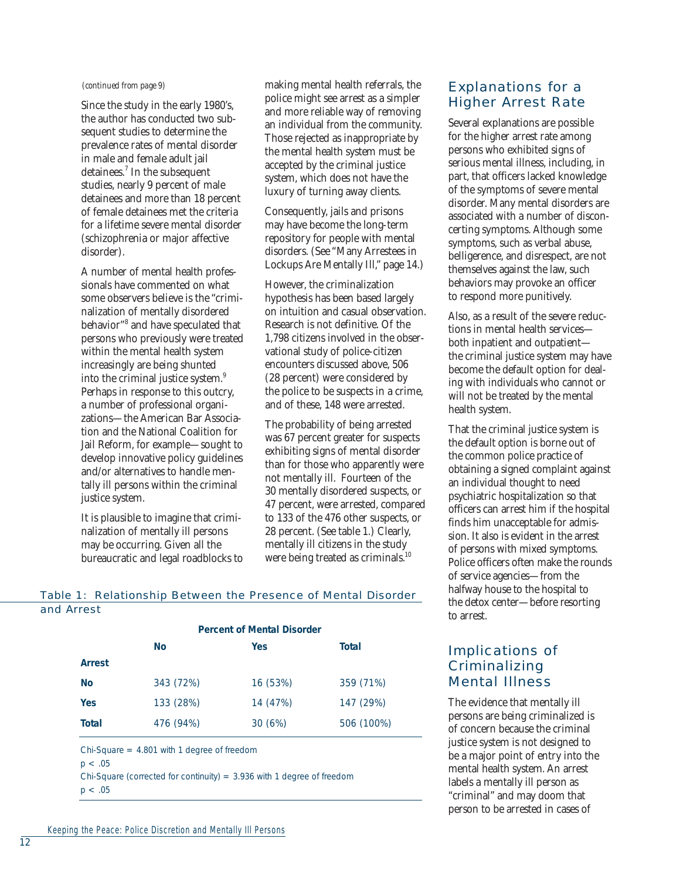*(continued from page 9)*

Since the study in the early 1980's, the author has conducted two subsequent studies to determine the prevalence rates of mental disorder in male and female adult jail detainees.[7] In the subsequent studies, nearly 9 percent of male detainees and more than 18 percent of female detainees met the criteria for a lifetime severe mental disorder (schizophrenia or major affective disorder).

A number of mental health professionals have commented on what some observers believe is the "criminalization of mentally disordered behavior"[8] and have speculated that persons who previously were treated within the mental health system increasingly are being shunted into the criminal justice system.[9] Perhaps in response to this outcry, a number of professional organizations—the American Bar Association and the National Coalition for Jail Reform, for example—sought to develop innovative policy guidelines and/or alternatives to handle mentally ill persons within the criminal justice system.

It is plausible to imagine that criminalization of mentally ill persons may be occurring. Given all the bureaucratic and legal roadblocks to making mental health referrals, the police might see arrest as a simpler and more reliable way of removing an individual from the community. Those rejected as inappropriate by the mental health system must be accepted by the criminal justice system, which does not have the luxury of turning away clients.

Consequently, jails and prisons may have become the long-term repository for people with mental disorders. (See "Many Arrestees in Lockups Are Mentally Ill," page 14.)

However, the criminalization hypothesis has been based largely on intuition and casual observation. Research is not definitive. Of the 1,798 citizens involved in the observational study of police-citizen encounters discussed above, 506 (28 percent) were considered by the police to be suspects in a crime, and of these, 148 were arrested.

The probability of being arrested was 67 percent greater for suspects exhibiting signs of mental disorder than for those who apparently were not mentally ill. Fourteen of the 30 mentally disordered suspects, or 47 percent, were arrested, compared to 133 of the 476 other suspects, or 28 percent. (See table 1.) Clearly, mentally ill citizens in the study were being treated as criminals.[10]

Table 1: Relationship Between the Presence of Mental Disorder and Arrest

| | Percent of Mental Disorder | | |
|---|---|---|---|
| | **No** | **Yes** | **Total** |
| **Arrest** | | | |
| **No** | 343 (72%) | 16 (53%) | 359 (71%) |
| **Yes** | 133 (28%) | 14 (47%) | 147 (29%) |
| **Total** | 476 (94%) | 30 (6%) | 506 (100%) |

Chi-Square = 4.801 with 1 degree of freedom
$p < .05$
Chi-Square (corrected for continuity) = 3.936 with 1 degree of freedom
$p < .05$

## Explanations for a Higher Arrest Rate

Several explanations are possible for the higher arrest rate among persons who exhibited signs of serious mental illness, including, in part, that officers lacked knowledge of the symptoms of severe mental disorder. Many mental disorders are associated with a number of disconcerting symptoms. Although some symptoms, such as verbal abuse, belligerence, and disrespect, are not themselves against the law, such behaviors may provoke an officer to respond more punitively.

Also, as a result of the severe reductions in mental health services—both inpatient and outpatient—the criminal justice system may have become the default option for dealing with individuals who cannot or will not be treated by the mental health system.

That the criminal justice system is the default option is borne out of the common police practice of obtaining a signed complaint against an individual thought to need psychiatric hospitalization so that officers can arrest him if the hospital finds him unacceptable for admission. It also is evident in the arrest of persons with mixed symptoms. Police officers often make the rounds of service agencies—from the halfway house to the hospital to the detox center—before resorting to arrest.

## Implications of Criminalizing Mental Illness

The evidence that mentally ill persons are being criminalized is of concern because the criminal justice system is not designed to be a major point of entry into the mental health system. An arrest labels a mentally ill person as "criminal" and may doom that person to be arrested in cases of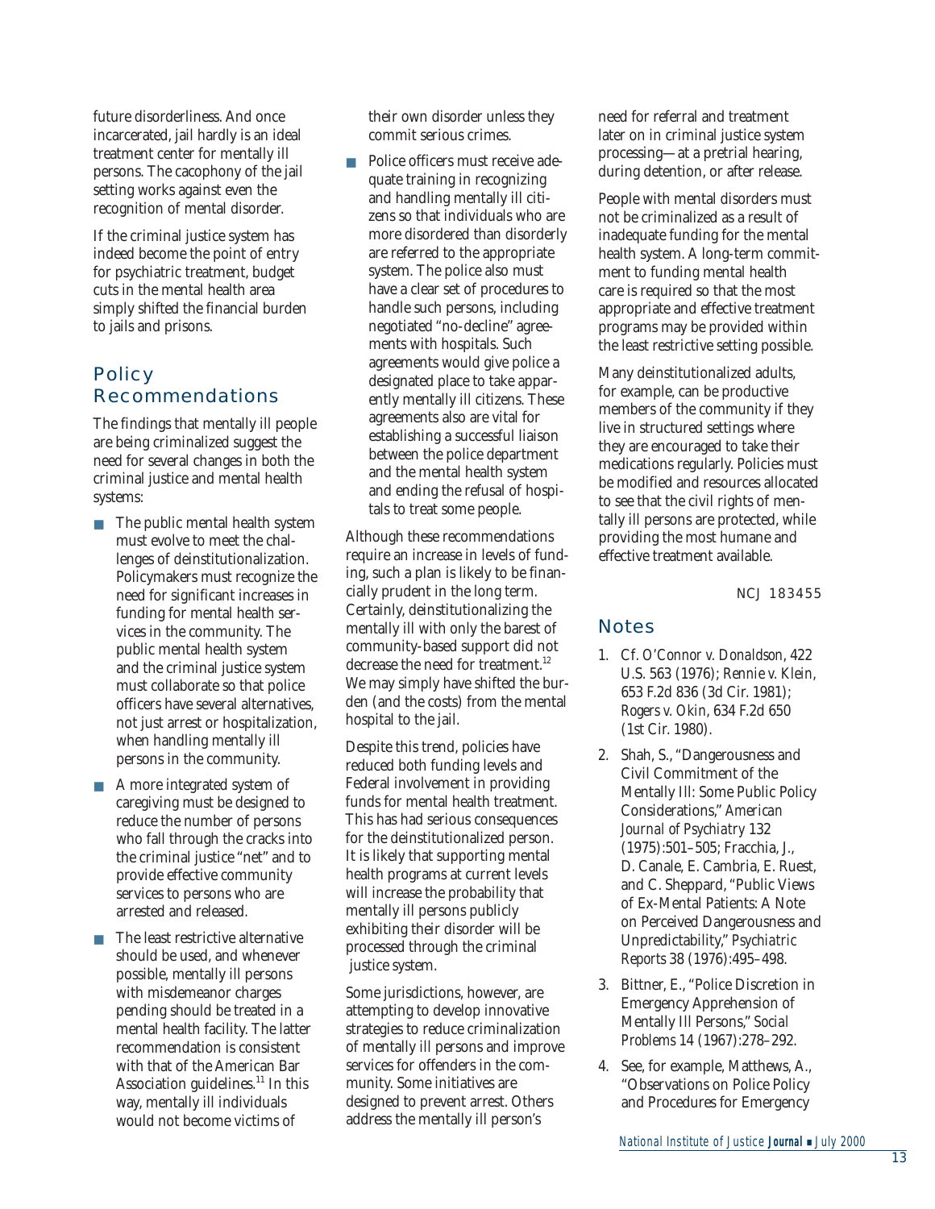future disorderliness. And once incarcerated, jail hardly is an ideal treatment center for mentally ill persons. The cacophony of the jail setting works against even the recognition of mental disorder.

If the criminal justice system has indeed become the point of entry for psychiatric treatment, budget cuts in the mental health area simply shifted the financial burden to jails and prisons.

## Policy Recommendations

The findings that mentally ill people are being criminalized suggest the need for several changes in both the criminal justice and mental health systems:

- The public mental health system must evolve to meet the challenges of deinstitutionalization. Policymakers must recognize the need for significant increases in funding for mental health services in the community. The public mental health system and the criminal justice system must collaborate so that police officers have several alternatives, not just arrest or hospitalization, when handling mentally ill persons in the community.
- A more integrated system of caregiving must be designed to reduce the number of persons who fall through the cracks into the criminal justice "net" and to provide effective community services to persons who are arrested and released.
- The least restrictive alternative should be used, and whenever possible, mentally ill persons with misdemeanor charges pending should be treated in a mental health facility. The latter recommendation is consistent with that of the American Bar Association guidelines.[11] In this way, mentally ill individuals would not become victims of their own disorder unless they commit serious crimes.
- Police officers must receive adequate training in recognizing and handling mentally ill citizens so that individuals who are more disordered than disorderly are referred to the appropriate system. The police also must have a clear set of procedures to handle such persons, including negotiated "no-decline" agreements with hospitals. Such agreements would give police a designated place to take apparently mentally ill citizens. These agreements also are vital for establishing a successful liaison between the police department and the mental health system and ending the refusal of hospitals to treat some people.

Although these recommendations require an increase in levels of funding, such a plan is likely to be financially prudent in the long term. Certainly, deinstitutionalizing the mentally ill with only the barest of community-based support did not decrease the need for treatment.[12] We may simply have shifted the burden (and the costs) from the mental hospital to the jail.

Despite this trend, policies have reduced both funding levels and Federal involvement in providing funds for mental health treatment. This has had serious consequences for the deinstitutionalized person. It is likely that supporting mental health programs at current levels will increase the probability that mentally ill persons publicly exhibiting their disorder will be processed through the criminal justice system.

Some jurisdictions, however, are attempting to develop innovative strategies to reduce criminalization of mentally ill persons and improve services for offenders in the community. Some initiatives are designed to prevent arrest. Others address the mentally ill person's need for referral and treatment later on in criminal justice system processing—at a pretrial hearing, during detention, or after release.

People with mental disorders must not be criminalized as a result of inadequate funding for the mental health system. A long-term commitment to funding mental health care is required so that the most appropriate and effective treatment programs may be provided within the least restrictive setting possible.

Many deinstitutionalized adults, for example, can be productive members of the community if they live in structured settings where they are encouraged to take their medications regularly. Policies must be modified and resources allocated to see that the civil rights of mentally ill persons are protected, while providing the most humane and effective treatment available.

NCJ 183455

## Notes

1. Cf. *O'Connor* v. *Donaldson*, 422 U.S. 563 (1976); *Rennie* v. *Klein*, 653 F.2d 836 (3d Cir. 1981); *Rogers* v. *Okin*, 634 F.2d 650 (1st Cir. 1980).
2. Shah, S., "Dangerousness and Civil Commitment of the Mentally Ill: Some Public Policy Considerations," *American Journal of Psychiatry* 132 (1975):501–505; Fracchia, J., D. Canale, E. Cambria, E. Ruest, and C. Sheppard, "Public Views of Ex-Mental Patients: A Note on Perceived Dangerousness and Unpredictability," *Psychiatric Reports* 38 (1976):495–498.
3. Bittner, E., "Police Discretion in Emergency Apprehension of Mentally Ill Persons," *Social Problems* 14 (1967):278–292.
4. See, for example, Matthews, A., "Observations on Police Policy and Procedures for Emergency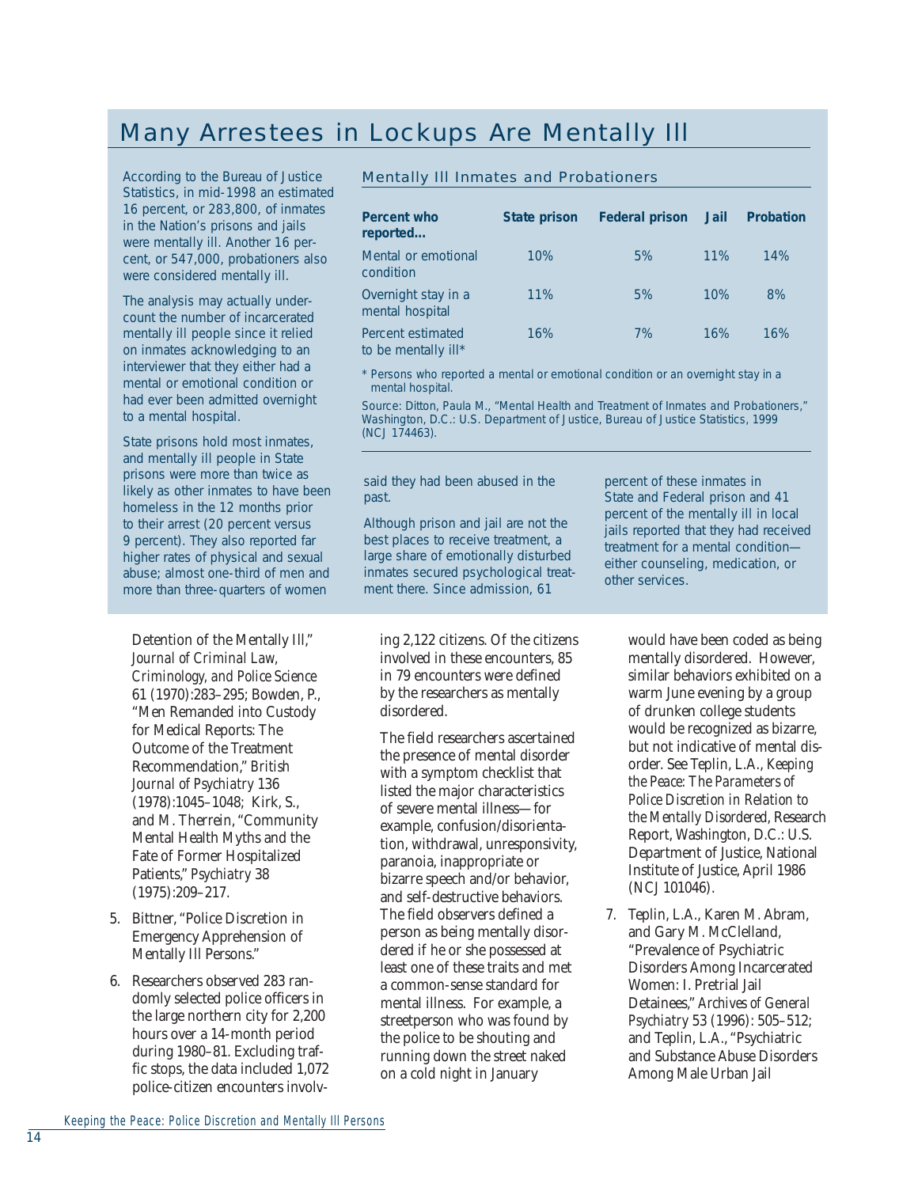## Many Arrestees in Lockups Are Mentally Ill

According to the Bureau of Justice Statistics, in mid-1998 an estimated 16 percent, or 283,800, of inmates in the Nation's prisons and jails were mentally ill. Another 16 percent, or 547,000, probationers also were considered mentally ill.

The analysis may actually undercount the number of incarcerated mentally ill people since it relied on inmates acknowledging to an interviewer that they either had a mental or emotional condition or had ever been admitted overnight to a mental hospital.

State prisons hold most inmates, and mentally ill people in State prisons were more than twice as likely as other inmates to have been homeless in the 12 months prior to their arrest (20 percent versus 9 percent). They also reported far higher rates of physical and sexual abuse; almost one-third of men and more than three-quarters of women said they had been abused in the past.

Although prison and jail are not the best places to receive treatment, a large share of emotionally disturbed inmates secured psychological treatment there. Since admission, 61 percent of these inmates in State and Federal prison and 41 percent of the mentally ill in local jails reported that they had received treatment for a mental condition—either counseling, medication, or other services.

### Mentally Ill Inmates and Probationers

| Percent who reported... | State prison | Federal prison | Jail | Probation |
|---|---|---|---|---|
| Mental or emotional condition | 10% | 5% | 11% | 14% |
| Overnight stay in a mental hospital | 11% | 5% | 10% | 8% |
| Percent estimated to be mentally ill* | 16% | 7% | 16% | 16% |

\* Persons who reported a mental or emotional condition or an overnight stay in a mental hospital.

Source: Ditton, Paula M., "Mental Health and Treatment of Inmates and Probationers," Washington, D.C.: U.S. Department of Justice, Bureau of Justice Statistics, 1999 (NCJ 174463).

Detention of the Mentally Ill," *Journal of Criminal Law, Criminology, and Police Science* 61 (1970):283–295; Bowden, P., "Men Remanded into Custody for Medical Reports: The Outcome of the Treatment Recommendation," *British Journal of Psychiatry* 136 (1978):1045–1048; Kirk, S., and M. Therrein, "Community Mental Health Myths and the Fate of Former Hospitalized Patients," *Psychiatry* 38 (1975):209–217.

5. Bittner, "Police Discretion in Emergency Apprehension of Mentally Ill Persons."

6. Researchers observed 283 randomly selected police officers in the large northern city for 2,200 hours over a 14-month period during 1980–81. Excluding traffic stops, the data included 1,072 police-citizen encounters involving 2,122 citizens. Of the citizens involved in these encounters, 85 in 79 encounters were defined by the researchers as mentally disordered.

   The field researchers ascertained the presence of mental disorder with a symptom checklist that listed the major characteristics of severe mental illness—for example, confusion/disorientation, withdrawal, unresponsivity, paranoia, inappropriate or bizarre speech and/or behavior, and self-destructive behaviors. The field observers defined a person as being mentally disordered if he or she possessed at least one of these traits and met a common-sense standard for mental illness. For example, a streetperson who was found by the police to be shouting and running down the street naked on a cold night in January would have been coded as being mentally disordered. However, similar behaviors exhibited on a warm June evening by a group of drunken college students would be recognized as bizarre, but not indicative of mental disorder. See Teplin, L.A., *Keeping the Peace: The Parameters of Police Discretion in Relation to the Mentally Disordered*, Research Report, Washington, D.C.: U.S. Department of Justice, National Institute of Justice, April 1986 (NCJ 101046).

7. Teplin, L.A., Karen M. Abram, and Gary M. McClelland, "Prevalence of Psychiatric Disorders Among Incarcerated Women: I. Pretrial Jail Detainees," *Archives of General Psychiatry* 53 (1996): 505–512; and Teplin, L.A., "Psychiatric and Substance Abuse Disorders Among Male Urban Jail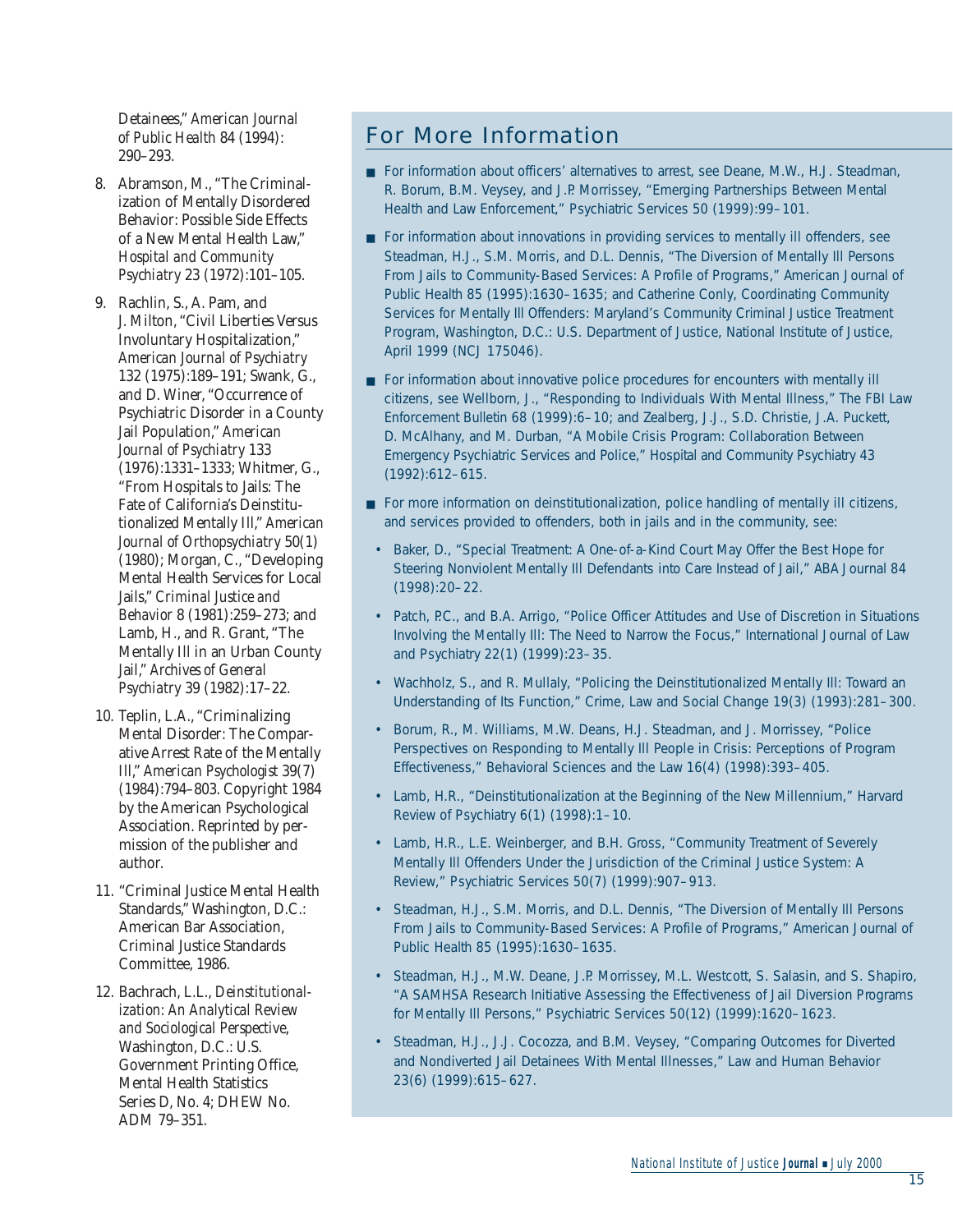Detainees," *American Journal of Public Health* 84 (1994): 290–293.

8. Abramson, M., "The Criminalization of Mentally Disordered Behavior: Possible Side Effects of a New Mental Health Law," *Hospital and Community Psychiatry* 23 (1972):101–105.

9. Rachlin, S., A. Pam, and J. Milton, "Civil Liberties Versus Involuntary Hospitalization," *American Journal of Psychiatry* 132 (1975):189–191; Swank, G., and D. Winer, "Occurrence of Psychiatric Disorder in a County Jail Population," *American Journal of Psychiatry* 133 (1976):1331–1333; Whitmer, G., "From Hospitals to Jails: The Fate of California's Deinstitutionalized Mentally Ill," *American Journal of Orthopsychiatry* 50(1) (1980); Morgan, C., "Developing Mental Health Services for Local Jails," *Criminal Justice and Behavior* 8 (1981):259–273; and Lamb, H., and R. Grant, "The Mentally Ill in an Urban County Jail," *Archives of General Psychiatry* 39 (1982):17–22.

10. Teplin, L.A., "Criminalizing Mental Disorder: The Comparative Arrest Rate of the Mentally Ill," *American Psychologist* 39(7) (1984):794–803. Copyright 1984 by the American Psychological Association. Reprinted by permission of the publisher and author.

11. "Criminal Justice Mental Health Standards," Washington, D.C.: American Bar Association, Criminal Justice Standards Committee, 1986.

12. Bachrach, L.L., *Deinstitutionalization: An Analytical Review and Sociological Perspective*, Washington, D.C.: U.S. Government Printing Office, Mental Health Statistics Series D, No. 4; DHEW No. ADM 79–351.

## For More Information

- For information about officers' alternatives to arrest, see Deane, M.W., H.J. Steadman, R. Borum, B.M. Veysey, and J.P. Morrissey, "Emerging Partnerships Between Mental Health and Law Enforcement," Psychiatric Services 50 (1999):99–101.

- For information about innovations in providing services to mentally ill offenders, see Steadman, H.J., S.M. Morris, and D.L. Dennis, "The Diversion of Mentally Ill Persons From Jails to Community-Based Services: A Profile of Programs," American Journal of Public Health 85 (1995):1630–1635; and Catherine Conly, Coordinating Community Services for Mentally Ill Offenders: Maryland's Community Criminal Justice Treatment Program, Washington, D.C.: U.S. Department of Justice, National Institute of Justice, April 1999 (NCJ 175046).

- For information about innovative police procedures for encounters with mentally ill citizens, see Wellborn, J., "Responding to Individuals With Mental Illness," The FBI Law Enforcement Bulletin 68 (1999):6–10; and Zealberg, J.J., S.D. Christie, J.A. Puckett, D. McAlhany, and M. Durban, "A Mobile Crisis Program: Collaboration Between Emergency Psychiatric Services and Police," Hospital and Community Psychiatry 43 (1992):612–615.

- For more information on deinstitutionalization, police handling of mentally ill citizens, and services provided to offenders, both in jails and in the community, see:
  - Baker, D., "Special Treatment: A One-of-a-Kind Court May Offer the Best Hope for Steering Nonviolent Mentally Ill Defendants into Care Instead of Jail," ABA Journal 84 (1998):20–22.
  - Patch, P.C., and B.A. Arrigo, "Police Officer Attitudes and Use of Discretion in Situations Involving the Mentally Ill: The Need to Narrow the Focus," International Journal of Law and Psychiatry 22(1) (1999):23–35.
  - Wachholz, S., and R. Mullaly, "Policing the Deinstitutionalized Mentally Ill: Toward an Understanding of Its Function," Crime, Law and Social Change 19(3) (1993):281–300.
  - Borum, R., M. Williams, M.W. Deans, H.J. Steadman, and J. Morrissey, "Police Perspectives on Responding to Mentally Ill People in Crisis: Perceptions of Program Effectiveness," Behavioral Sciences and the Law 16(4) (1998):393–405.
  - Lamb, H.R., "Deinstitutionalization at the Beginning of the New Millennium," Harvard Review of Psychiatry 6(1) (1998):1–10.
  - Lamb, H.R., L.E. Weinberger, and B.H. Gross, "Community Treatment of Severely Mentally Ill Offenders Under the Jurisdiction of the Criminal Justice System: A Review," Psychiatric Services 50(7) (1999):907–913.
  - Steadman, H.J., S.M. Morris, and D.L. Dennis, "The Diversion of Mentally Ill Persons From Jails to Community-Based Services: A Profile of Programs," American Journal of Public Health 85 (1995):1630–1635.
  - Steadman, H.J., M.W. Deane, J.P. Morrissey, M.L. Westcott, S. Salasin, and S. Shapiro, "A SAMHSA Research Initiative Assessing the Effectiveness of Jail Diversion Programs for Mentally Ill Persons," Psychiatric Services 50(12) (1999):1620–1623.
  - Steadman, H.J., J.J. Cocozza, and B.M. Veysey, "Comparing Outcomes for Diverted and Nondiverted Jail Detainees With Mental Illnesses," Law and Human Behavior 23(6) (1999):615–627.